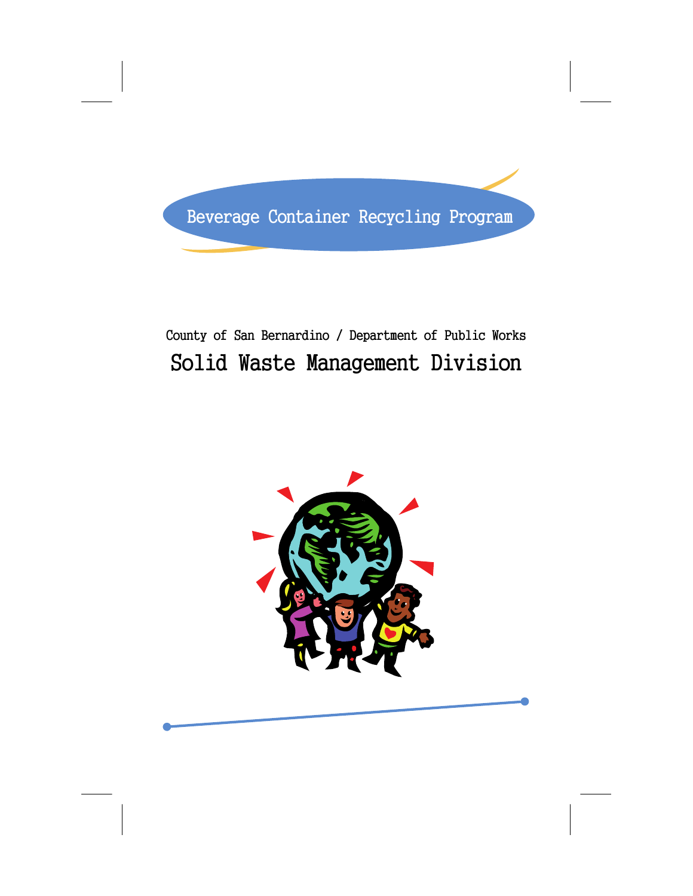# Beverage Container Recycling Program

County of San Bernardino / Department of Public Works

## Solid Waste Management Division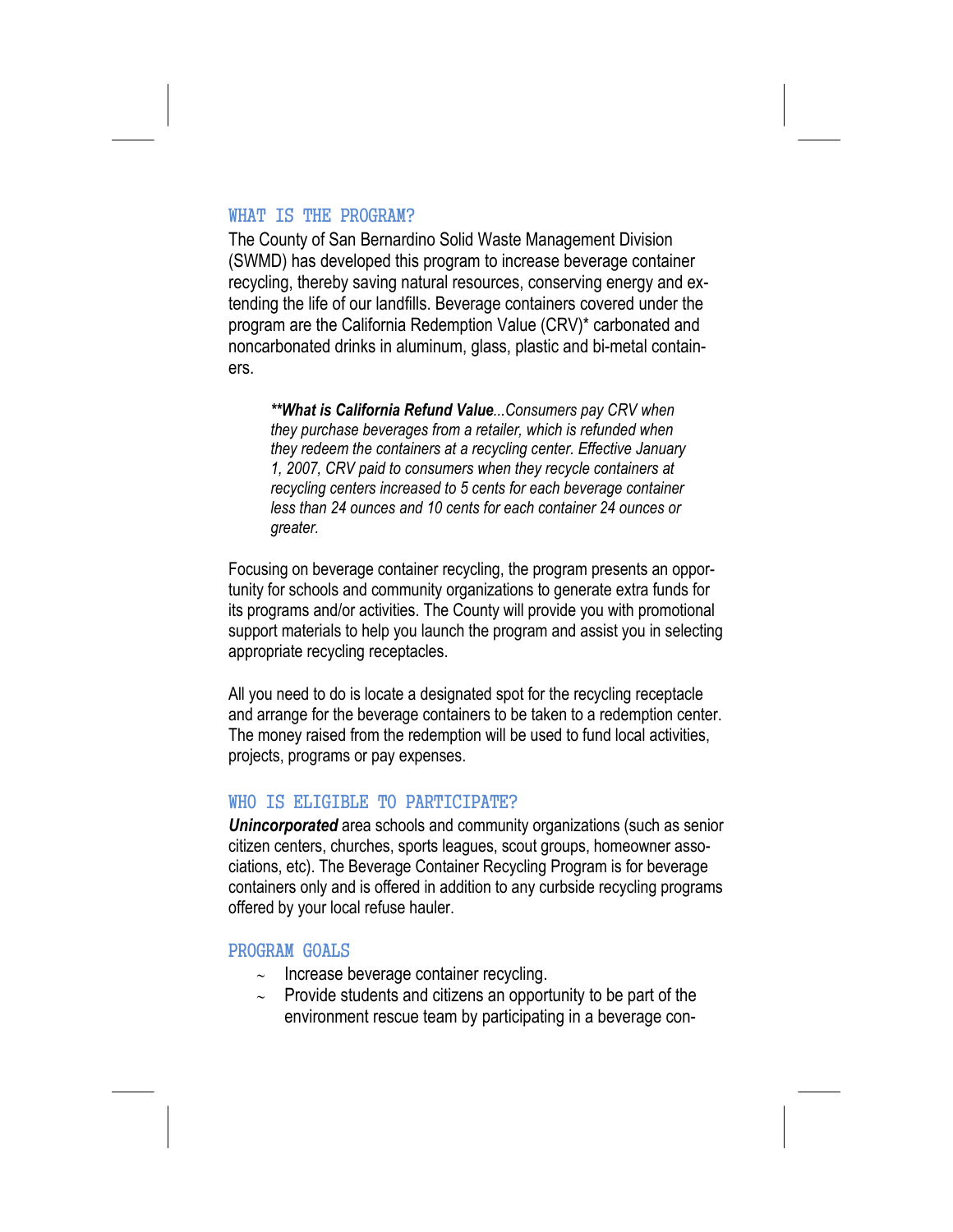## WHAT IS THE PROGRAM?

The County of San Bernardino Solid Waste Management Division (SWMD) has developed this program to increase beverage container recycling, thereby saving natural resources, conserving energy and extending the life of our landfills. Beverage containers covered under the program are the California Redemption Value (CRV)* carbonated and noncarbonated drinks in aluminum, glass, plastic and bi-metal containers.

> ***\*What is California Refund Value**...Consumers pay CRV when they purchase beverages from a retailer, which is refunded when they redeem the containers at a recycling center. Effective January 1, 2007, CRV paid to consumers when they recycle containers at recycling centers increased to 5 cents for each beverage container less than 24 ounces and 10 cents for each container 24 ounces or greater.*

Focusing on beverage container recycling, the program presents an opportunity for schools and community organizations to generate extra funds for its programs and/or activities. The County will provide you with promotional support materials to help you launch the program and assist you in selecting appropriate recycling receptacles.

All you need to do is locate a designated spot for the recycling receptacle and arrange for the beverage containers to be taken to a redemption center. The money raised from the redemption will be used to fund local activities, projects, programs or pay expenses.

## WHO IS ELIGIBLE TO PARTICIPATE?

***Unincorporated*** area schools and community organizations (such as senior citizen centers, churches, sports leagues, scout groups, homeowner associations, etc). The Beverage Container Recycling Program is for beverage containers only and is offered in addition to any curbside recycling programs offered by your local refuse hauler.

## PROGRAM GOALS

- Increase beverage container recycling.
- Provide students and citizens an opportunity to be part of the environment rescue team by participating in a beverage con-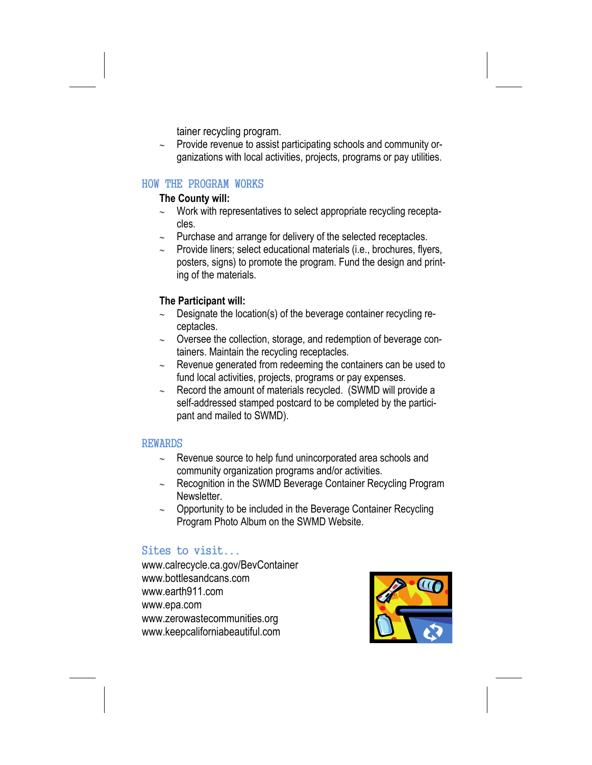tainer recycling program.

- Provide revenue to assist participating schools and community organizations with local activities, projects, programs or pay utilities.

## HOW THE PROGRAM WORKS

**The County will:**

- Work with representatives to select appropriate recycling receptacles.
- Purchase and arrange for delivery of the selected receptacles.
- Provide liners; select educational materials (i.e., brochures, flyers, posters, signs) to promote the program. Fund the design and printing of the materials.

**The Participant will:**

- Designate the location(s) of the beverage container recycling receptacles.
- Oversee the collection, storage, and redemption of beverage containers. Maintain the recycling receptacles.
- Revenue generated from redeeming the containers can be used to fund local activities, projects, programs or pay expenses.
- Record the amount of materials recycled. (SWMD will provide a self-addressed stamped postcard to be completed by the participant and mailed to SWMD).

## REWARDS

- Revenue source to help fund unincorporated area schools and community organization programs and/or activities.
- Recognition in the SWMD Beverage Container Recycling Program Newsletter.
- Opportunity to be included in the Beverage Container Recycling Program Photo Album on the SWMD Website.

## Sites to visit...

www.calrecycle.ca.gov/BevContainer
www.bottlesandcans.com
www.earth911.com
www.epa.com
www.zerowastecommunities.org
www.keepcaliforniabeautiful.com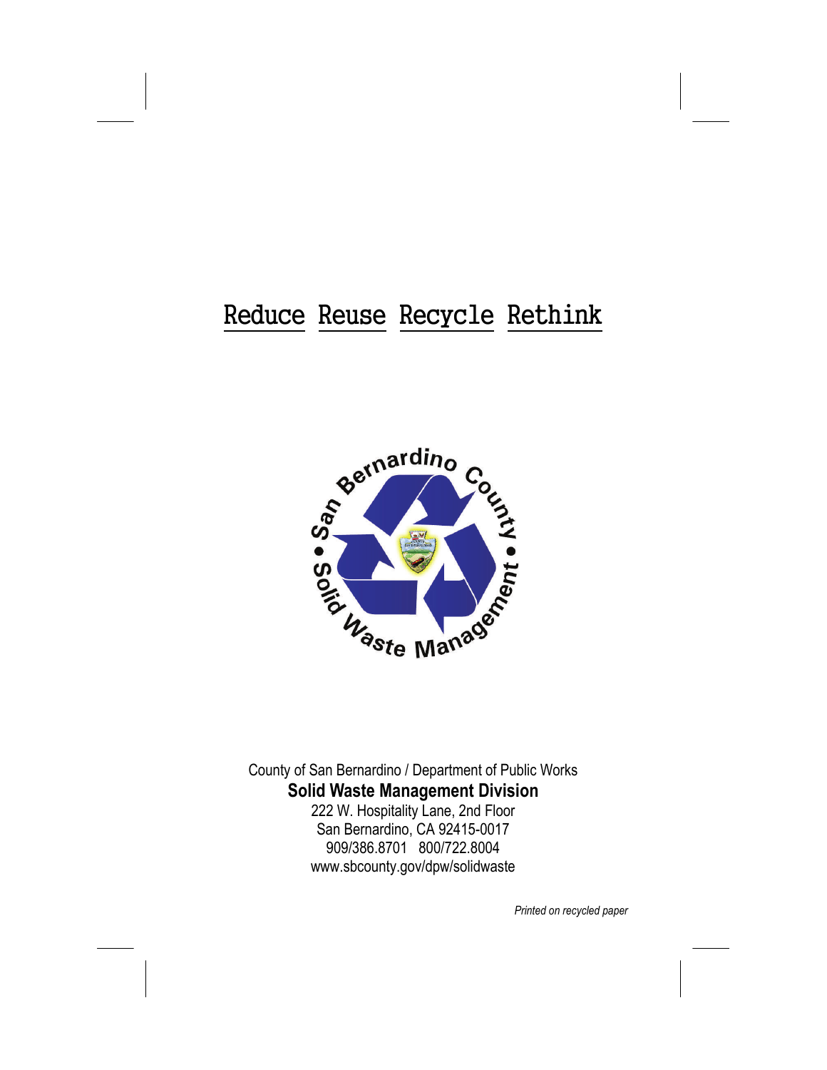Reduce Reuse Recycle Rethink

San Bernardino County • Solid Waste Management •

County of San Bernardino / Department of Public Works

**Solid Waste Management Division**

222 W. Hospitality Lane, 2nd Floor
San Bernardino, CA 92415-0017
909/386.8701 800/722.8004
www.sbcounty.gov/dpw/solidwaste

*Printed on recycled paper*